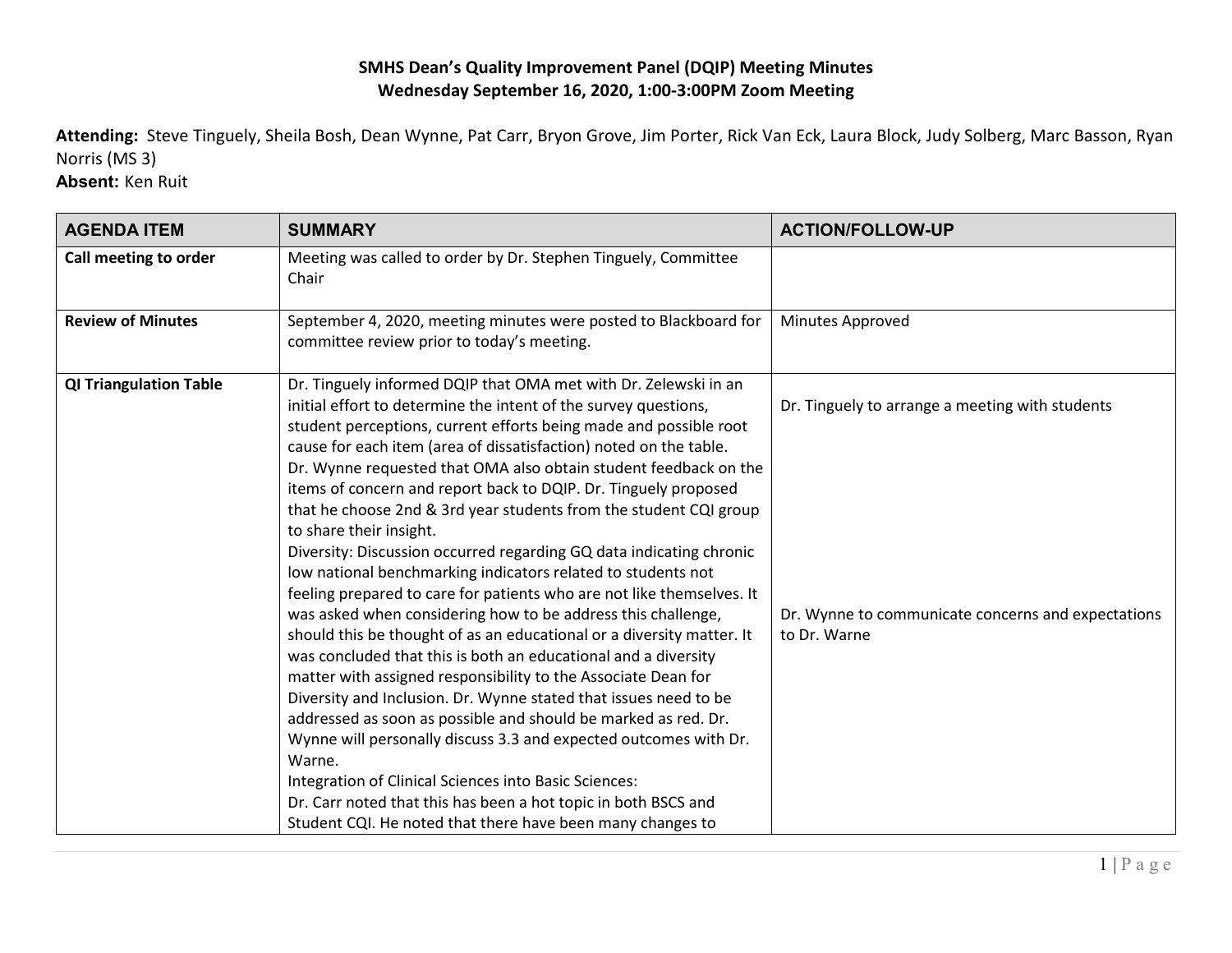# SMHS Dean's Quality Improvement Panel (DQIP) Meeting Minutes

## Wednesday September 16, 2020, 1:00-3:00PM Zoom Meeting

**Attending:** Steve Tinguely, Sheila Bosh, Dean Wynne, Pat Carr, Bryon Grove, Jim Porter, Rick Van Eck, Laura Block, Judy Solberg, Marc Basson, Ryan Norris (MS 3)

**Absent:** Ken Ruit

| AGENDA ITEM | SUMMARY | ACTION/FOLLOW-UP |
|---|---|---|
| **Call meeting to order** | Meeting was called to order by Dr. Stephen Tinguely, Committee Chair | |
| **Review of Minutes** | September 4, 2020, meeting minutes were posted to Blackboard for committee review prior to today's meeting. | Minutes Approved |
| **QI Triangulation Table** | Dr. Tinguely informed DQIP that OMA met with Dr. Zelewski in an initial effort to determine the intent of the survey questions, student perceptions, current efforts being made and possible root cause for each item (area of dissatisfaction) noted on the table.<br>Dr. Wynne requested that OMA also obtain student feedback on the items of concern and report back to DQIP. Dr. Tinguely proposed that he choose 2nd & 3rd year students from the student CQI group to share their insight.<br>Diversity: Discussion occurred regarding GQ data indicating chronic low national benchmarking indicators related to students not feeling prepared to care for patients who are not like themselves. It was asked when considering how to be address this challenge, should this be thought of as an educational or a diversity matter. It was concluded that this is both an educational and a diversity matter with assigned responsibility to the Associate Dean for Diversity and Inclusion. Dr. Wynne stated that issues need to be addressed as soon as possible and should be marked as red. Dr. Wynne will personally discuss 3.3 and expected outcomes with Dr. Warne.<br>Integration of Clinical Sciences into Basic Sciences:<br>Dr. Carr noted that this has been a hot topic in both BSCS and Student CQI. He noted that there have been many changes to | Dr. Tinguely to arrange a meeting with students<br><br>Dr. Wynne to communicate concerns and expectations to Dr. Warne |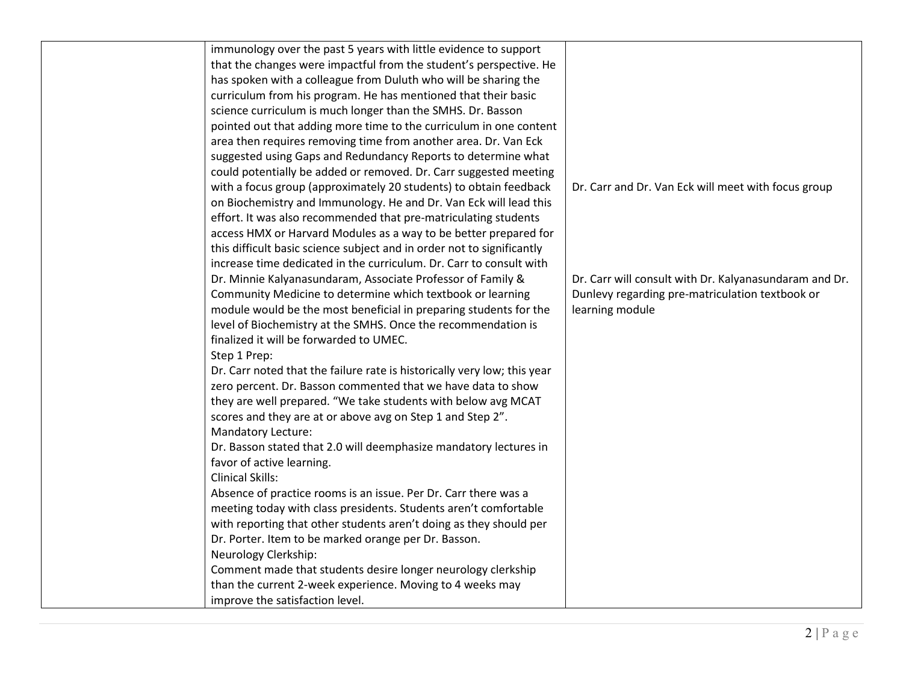| | | |
|---|---|---|
| | immunology over the past 5 years with little evidence to support that the changes were impactful from the student's perspective. He has spoken with a colleague from Duluth who will be sharing the curriculum from his program. He has mentioned that their basic science curriculum is much longer than the SMHS. Dr. Basson pointed out that adding more time to the curriculum in one content area then requires removing time from another area. Dr. Van Eck suggested using Gaps and Redundancy Reports to determine what could potentially be added or removed. Dr. Carr suggested meeting with a focus group (approximately 20 students) to obtain feedback on Biochemistry and Immunology. He and Dr. Van Eck will lead this effort. It was also recommended that pre-matriculating students access HMX or Harvard Modules as a way to be better prepared for this difficult basic science subject and in order not to significantly increase time dedicated in the curriculum. Dr. Carr to consult with Dr. Minnie Kalyanasundaram, Associate Professor of Family & Community Medicine to determine which textbook or learning module would be the most beneficial in preparing students for the level of Biochemistry at the SMHS. Once the recommendation is finalized it will be forwarded to UMEC.<br>Step 1 Prep:<br>Dr. Carr noted that the failure rate is historically very low; this year zero percent. Dr. Basson commented that we have data to show they are well prepared. "We take students with below avg MCAT scores and they are at or above avg on Step 1 and Step 2".<br>Mandatory Lecture:<br>Dr. Basson stated that 2.0 will deemphasize mandatory lectures in favor of active learning.<br>Clinical Skills:<br>Absence of practice rooms is an issue. Per Dr. Carr there was a meeting today with class presidents. Students aren't comfortable with reporting that other students aren't doing as they should per Dr. Porter. Item to be marked orange per Dr. Basson.<br>Neurology Clerkship:<br>Comment made that students desire longer neurology clerkship than the current 2-week experience. Moving to 4 weeks may improve the satisfaction level. | Dr. Carr and Dr. Van Eck will meet with focus group<br><br>Dr. Carr will consult with Dr. Kalyanasundaram and Dr. Dunlevy regarding pre-matriculation textbook or learning module |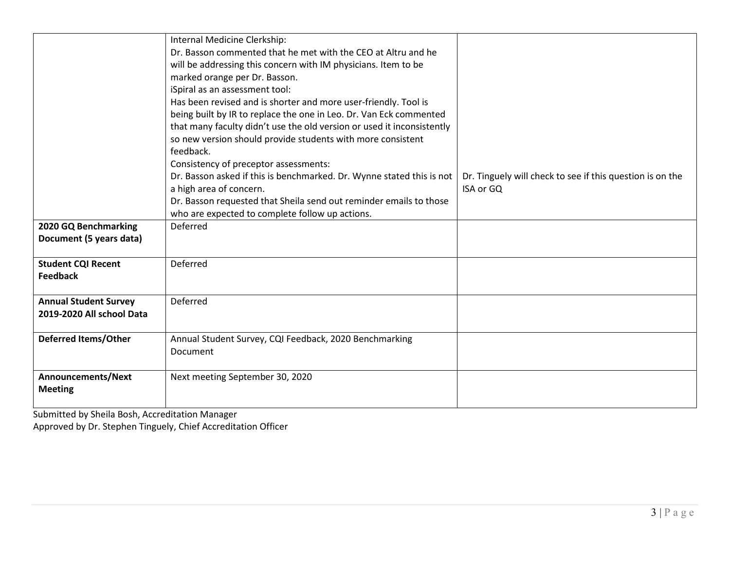| | | |
|---|---|---|
| | Internal Medicine Clerkship:<br>Dr. Basson commented that he met with the CEO at Altru and he will be addressing this concern with IM physicians. Item to be marked orange per Dr. Basson.<br>iSpiral as an assessment tool:<br>Has been revised and is shorter and more user-friendly. Tool is being built by IR to replace the one in Leo. Dr. Van Eck commented that many faculty didn't use the old version or used it inconsistently so new version should provide students with more consistent feedback.<br>Consistency of preceptor assessments:<br>Dr. Basson asked if this is benchmarked. Dr. Wynne stated this is not a high area of concern.<br>Dr. Basson requested that Sheila send out reminder emails to those who are expected to complete follow up actions. | Dr. Tinguely will check to see if this question is on the ISA or GQ |
| **2020 GQ Benchmarking Document (5 years data)** | Deferred | |
| **Student CQI Recent Feedback** | Deferred | |
| **Annual Student Survey 2019-2020 All school Data** | Deferred | |
| **Deferred Items/Other** | Annual Student Survey, CQI Feedback, 2020 Benchmarking Document | |
| **Announcements/Next Meeting** | Next meeting September 30, 2020 | |

Submitted by Sheila Bosh, Accreditation Manager
Approved by Dr. Stephen Tinguely, Chief Accreditation Officer